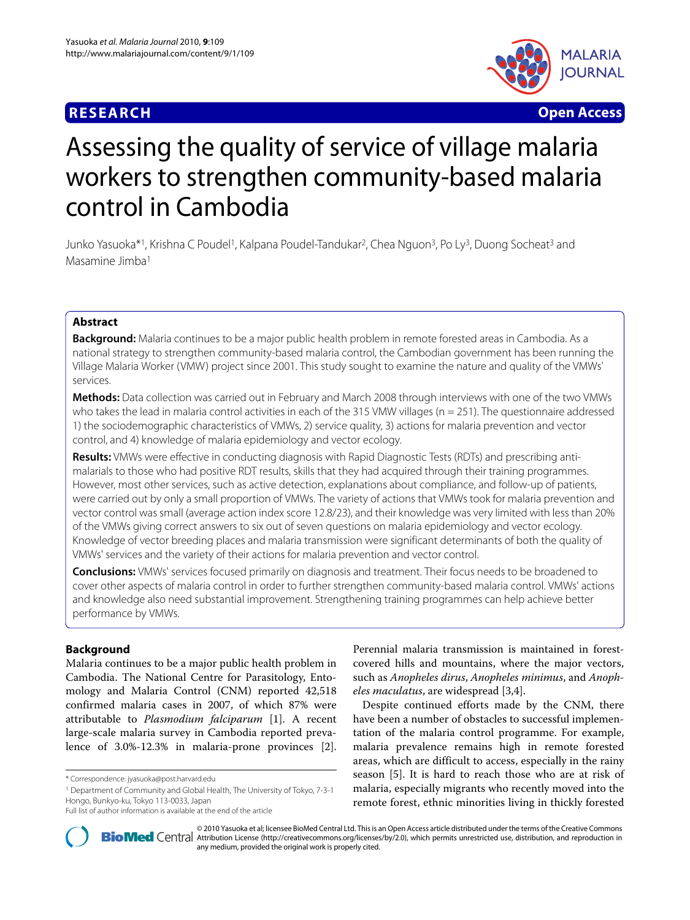**RESEARCH** **Open Access**

# Assessing the quality of service of village malaria workers to strengthen community-based malaria control in Cambodia

Junko Yasuoka*[1], Krishna C Poudel[1], Kalpana Poudel-Tandukar[2], Chea Nguon[3], Po Ly[3], Duong Socheat[3] and Masamine Jimba[1]

## Abstract

**Background:** Malaria continues to be a major public health problem in remote forested areas in Cambodia. As a national strategy to strengthen community-based malaria control, the Cambodian government has been running the Village Malaria Worker (VMW) project since 2001. This study sought to examine the nature and quality of the VMWs' services.

**Methods:** Data collection was carried out in February and March 2008 through interviews with one of the two VMWs who takes the lead in malaria control activities in each of the 315 VMW villages (n = 251). The questionnaire addressed 1) the sociodemographic characteristics of VMWs, 2) service quality, 3) actions for malaria prevention and vector control, and 4) knowledge of malaria epidemiology and vector ecology.

**Results:** VMWs were effective in conducting diagnosis with Rapid Diagnostic Tests (RDTs) and prescribing anti-malarials to those who had positive RDT results, skills that they had acquired through their training programmes. However, most other services, such as active detection, explanations about compliance, and follow-up of patients, were carried out by only a small proportion of VMWs. The variety of actions that VMWs took for malaria prevention and vector control was small (average action index score 12.8/23), and their knowledge was very limited with less than 20% of the VMWs giving correct answers to six out of seven questions on malaria epidemiology and vector ecology. Knowledge of vector breeding places and malaria transmission were significant determinants of both the quality of VMWs' services and the variety of their actions for malaria prevention and vector control.

**Conclusions:** VMWs' services focused primarily on diagnosis and treatment. Their focus needs to be broadened to cover other aspects of malaria control in order to further strengthen community-based malaria control. VMWs' actions and knowledge also need substantial improvement. Strengthening training programmes can help achieve better performance by VMWs.

## Background

Malaria continues to be a major public health problem in Cambodia. The National Centre for Parasitology, Entomology and Malaria Control (CNM) reported 42,518 confirmed malaria cases in 2007, of which 87% were attributable to *Plasmodium falciparum* [1]. A recent large-scale malaria survey in Cambodia reported prevalence of 3.0%-12.3% in malaria-prone provinces [2]. Perennial malaria transmission is maintained in forest-covered hills and mountains, where the major vectors, such as *Anopheles dirus*, *Anopheles minimus*, and *Anopheles maculatus*, are widespread [3,4].

Despite continued efforts made by the CNM, there have been a number of obstacles to successful implementation of the malaria control programme. For example, malaria prevalence remains high in remote forested areas, which are difficult to access, especially in the rainy season [5]. It is hard to reach those who are at risk of malaria, especially migrants who recently moved into the remote forest, ethnic minorities living in thickly forested

\* Correspondence: jyasuoka@post.harvard.edu

[1] Department of Community and Global Health, The University of Tokyo, 7-3-1 Hongo, Bunkyo-ku, Tokyo 113-0033, Japan

Full list of author information is available at the end of the article

© 2010 Yasuoka et al; licensee BioMed Central Ltd. This is an Open Access article distributed under the terms of the Creative Commons Attribution License (http://creativecommons.org/licenses/by/2.0), which permits unrestricted use, distribution, and reproduction in any medium, provided the original work is properly cited.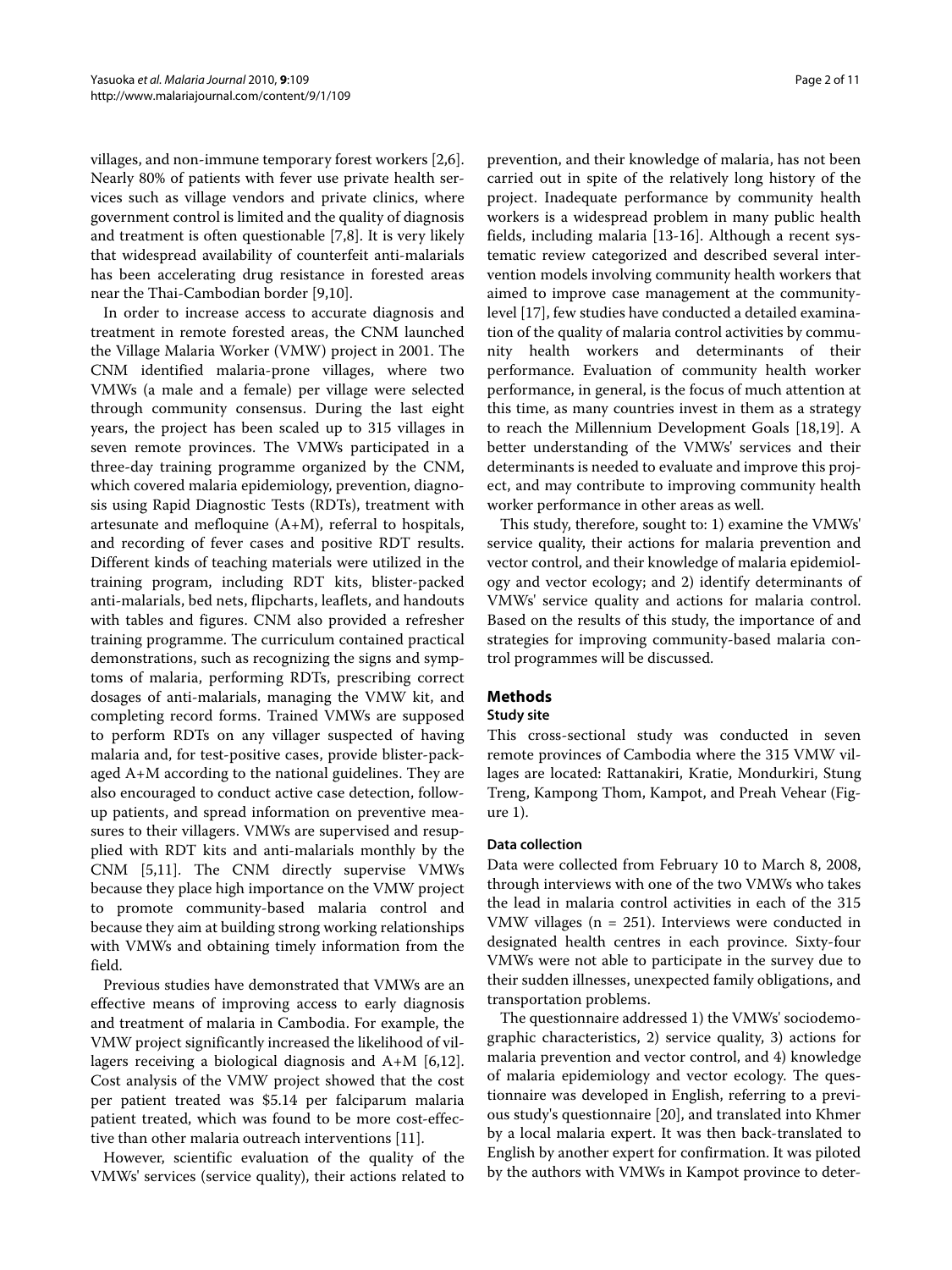villages, and non-immune temporary forest workers [2,6]. Nearly 80% of patients with fever use private health services such as village vendors and private clinics, where government control is limited and the quality of diagnosis and treatment is often questionable [7,8]. It is very likely that widespread availability of counterfeit anti-malarials has been accelerating drug resistance in forested areas near the Thai-Cambodian border [9,10].

In order to increase access to accurate diagnosis and treatment in remote forested areas, the CNM launched the Village Malaria Worker (VMW) project in 2001. The CNM identified malaria-prone villages, where two VMWs (a male and a female) per village were selected through community consensus. During the last eight years, the project has been scaled up to 315 villages in seven remote provinces. The VMWs participated in a three-day training programme organized by the CNM, which covered malaria epidemiology, prevention, diagnosis using Rapid Diagnostic Tests (RDTs), treatment with artesunate and mefloquine (A+M), referral to hospitals, and recording of fever cases and positive RDT results. Different kinds of teaching materials were utilized in the training program, including RDT kits, blister-packed anti-malarials, bed nets, flipcharts, leaflets, and handouts with tables and figures. CNM also provided a refresher training programme. The curriculum contained practical demonstrations, such as recognizing the signs and symptoms of malaria, performing RDTs, prescribing correct dosages of anti-malarials, managing the VMW kit, and completing record forms. Trained VMWs are supposed to perform RDTs on any villager suspected of having malaria and, for test-positive cases, provide blister-packaged A+M according to the national guidelines. They are also encouraged to conduct active case detection, follow-up patients, and spread information on preventive measures to their villagers. VMWs are supervised and resupplied with RDT kits and anti-malarials monthly by the CNM [5,11]. The CNM directly supervise VMWs because they place high importance on the VMW project to promote community-based malaria control and because they aim at building strong working relationships with VMWs and obtaining timely information from the field.

Previous studies have demonstrated that VMWs are an effective means of improving access to early diagnosis and treatment of malaria in Cambodia. For example, the VMW project significantly increased the likelihood of villagers receiving a biological diagnosis and A+M [6,12]. Cost analysis of the VMW project showed that the cost per patient treated was $5.14 per falciparum malaria patient treated, which was found to be more cost-effective than other malaria outreach interventions [11].

However, scientific evaluation of the quality of the VMWs' services (service quality), their actions related to prevention, and their knowledge of malaria, has not been carried out in spite of the relatively long history of the project. Inadequate performance by community health workers is a widespread problem in many public health fields, including malaria [13-16]. Although a recent systematic review categorized and described several intervention models involving community health workers that aimed to improve case management at the community-level [17], few studies have conducted a detailed examination of the quality of malaria control activities by community health workers and determinants of their performance. Evaluation of community health worker performance, in general, is the focus of much attention at this time, as many countries invest in them as a strategy to reach the Millennium Development Goals [18,19]. A better understanding of the VMWs' services and their determinants is needed to evaluate and improve this project, and may contribute to improving community health worker performance in other areas as well.

This study, therefore, sought to: 1) examine the VMWs' service quality, their actions for malaria prevention and vector control, and their knowledge of malaria epidemiology and vector ecology; and 2) identify determinants of VMWs' service quality and actions for malaria control. Based on the results of this study, the importance of and strategies for improving community-based malaria control programmes will be discussed.

## Methods

### Study site

This cross-sectional study was conducted in seven remote provinces of Cambodia where the 315 VMW villages are located: Rattanakiri, Kratie, Mondurkiri, Stung Treng, Kampong Thom, Kampot, and Preah Vehear (Figure 1).

### Data collection

Data were collected from February 10 to March 8, 2008, through interviews with one of the two VMWs who takes the lead in malaria control activities in each of the 315 VMW villages (n = 251). Interviews were conducted in designated health centres in each province. Sixty-four VMWs were not able to participate in the survey due to their sudden illnesses, unexpected family obligations, and transportation problems.

The questionnaire addressed 1) the VMWs' sociodemographic characteristics, 2) service quality, 3) actions for malaria prevention and vector control, and 4) knowledge of malaria epidemiology and vector ecology. The questionnaire was developed in English, referring to a previous study's questionnaire [20], and translated into Khmer by a local malaria expert. It was then back-translated to English by another expert for confirmation. It was piloted by the authors with VMWs in Kampot province to deter-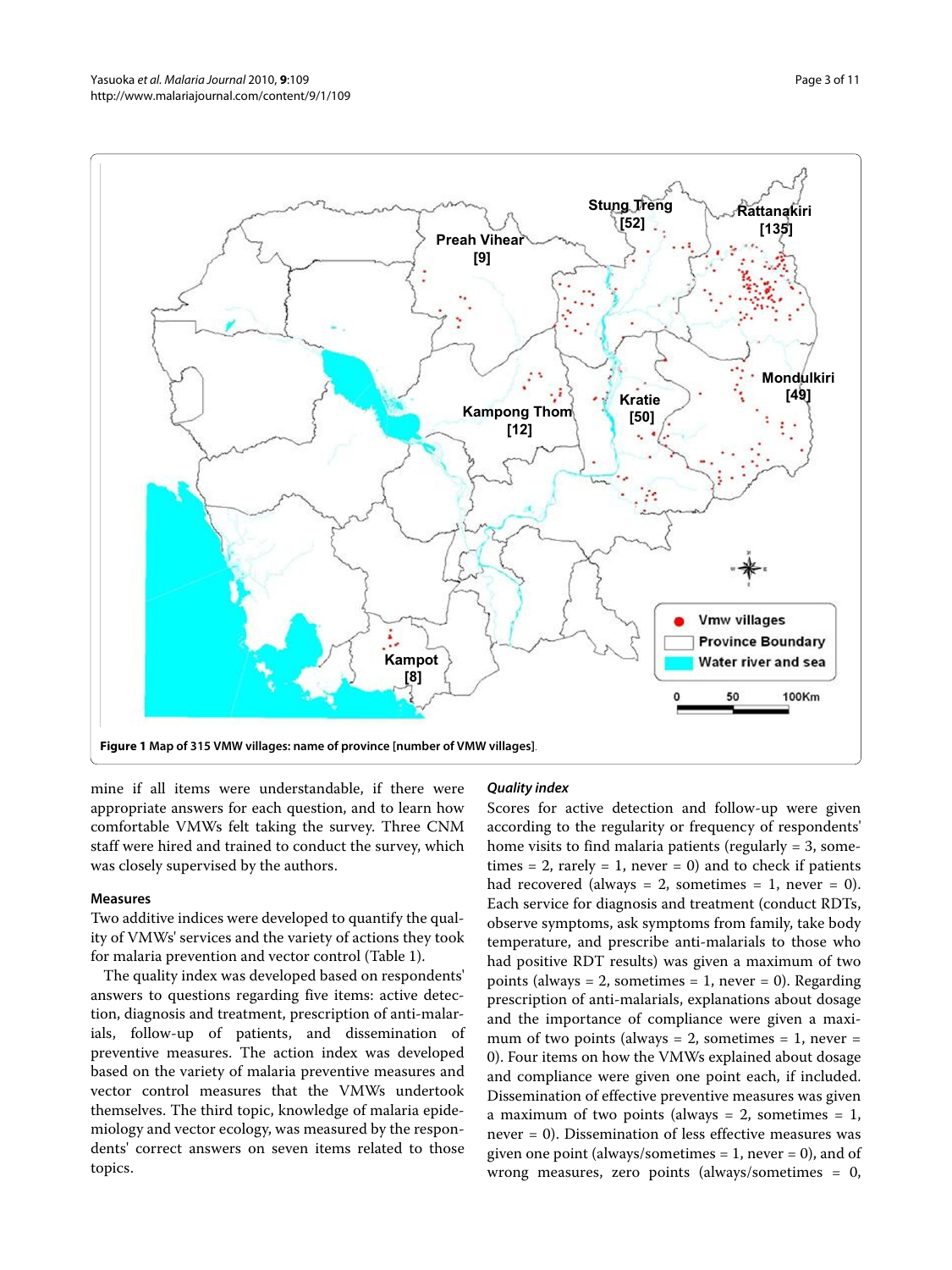**Figure 1** Map of 315 VMW villages: name of province [number of VMW villages].

mine if all items were understandable, if there were appropriate answers for each question, and to learn how comfortable VMWs felt taking the survey. Three CNM staff were hired and trained to conduct the survey, which was closely supervised by the authors.

### Measures

Two additive indices were developed to quantify the quality of VMWs' services and the variety of actions they took for malaria prevention and vector control (Table 1).

The quality index was developed based on respondents' answers to questions regarding five items: active detection, diagnosis and treatment, prescription of anti-malarials, follow-up of patients, and dissemination of preventive measures. The action index was developed based on the variety of malaria preventive measures and vector control measures that the VMWs undertook themselves. The third topic, knowledge of malaria epidemiology and vector ecology, was measured by the respondents' correct answers on seven items related to those topics.

#### *Quality index*

Scores for active detection and follow-up were given according to the regularity or frequency of respondents' home visits to find malaria patients (regularly = 3, sometimes = 2, rarely = 1, never = 0) and to check if patients had recovered (always = 2, sometimes = 1, never = 0). Each service for diagnosis and treatment (conduct RDTs, observe symptoms, ask symptoms from family, take body temperature, and prescribe anti-malarials to those who had positive RDT results) was given a maximum of two points (always = 2, sometimes = 1, never = 0). Regarding prescription of anti-malarials, explanations about dosage and the importance of compliance were given a maximum of two points (always = 2, sometimes = 1, never = 0). Four items on how the VMWs explained about dosage and compliance were given one point each, if included. Dissemination of effective preventive measures was given a maximum of two points (always = 2, sometimes = 1, never = 0). Dissemination of less effective measures was given one point (always/sometimes = 1, never = 0), and of wrong measures, zero points (always/sometimes = 0,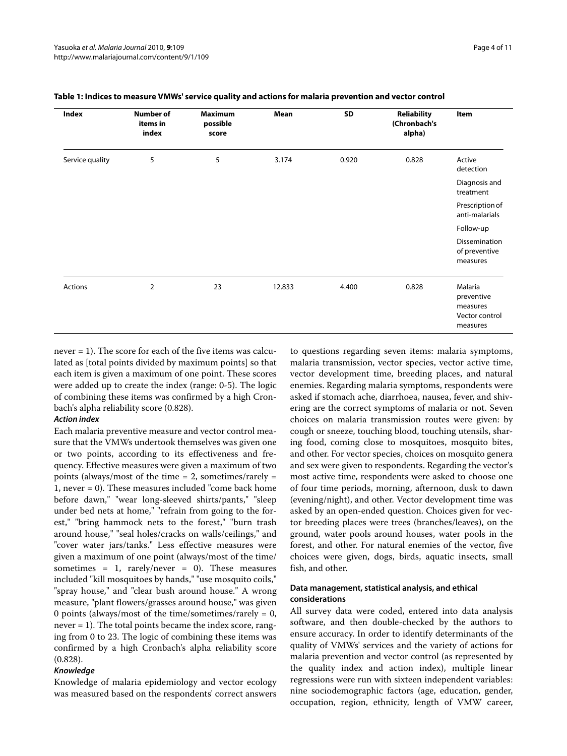**Table 1: Indices to measure VMWs' service quality and actions for malaria prevention and vector control**

| Index | Number of items in index | Maximum possible score | Mean | SD | Reliability (Chronbach's alpha) | Item |
|---|---|---|---|---|---|---|
| Service quality | 5 | 5 | 3.174 | 0.920 | 0.828 | Active detection |
| | | | | | | Diagnosis and treatment |
| | | | | | | Prescription of anti-malarials |
| | | | | | | Follow-up |
| | | | | | | Dissemination of preventive measures |
| Actions | 2 | 23 | 12.833 | 4.400 | 0.828 | Malaria preventive measures Vector control measures |

never = 1). The score for each of the five items was calculated as [total points divided by maximum points] so that each item is given a maximum of one point. These scores were added up to create the index (range: 0-5). The logic of combining these items was confirmed by a high Cronbach's alpha reliability score (0.828).

***Action index***

Each malaria preventive measure and vector control measure that the VMWs undertook themselves was given one or two points, according to its effectiveness and frequency. Effective measures were given a maximum of two points (always/most of the time = 2, sometimes/rarely = 1, never = 0). These measures included "come back home before dawn," "wear long-sleeved shirts/pants," "sleep under bed nets at home," "refrain from going to the forest," "bring hammock nets to the forest," "burn trash around house," "seal holes/cracks on walls/ceilings," and "cover water jars/tanks." Less effective measures were given a maximum of one point (always/most of the time/sometimes = 1, rarely/never = 0). These measures included "kill mosquitoes by hands," "use mosquito coils," "spray house," and "clear bush around house." A wrong measure, "plant flowers/grasses around house," was given 0 points (always/most of the time/sometimes/rarely = 0, never = 1). The total points became the index score, ranging from 0 to 23. The logic of combining these items was confirmed by a high Cronbach's alpha reliability score (0.828).

***Knowledge***

Knowledge of malaria epidemiology and vector ecology was measured based on the respondents' correct answers to questions regarding seven items: malaria symptoms, malaria transmission, vector species, vector active time, vector development time, breeding places, and natural enemies. Regarding malaria symptoms, respondents were asked if stomach ache, diarrhoea, nausea, fever, and shivering are the correct symptoms of malaria or not. Seven choices on malaria transmission routes were given: by cough or sneeze, touching blood, touching utensils, sharing food, coming close to mosquitoes, mosquito bites, and other. For vector species, choices on mosquito genera and sex were given to respondents. Regarding the vector's most active time, respondents were asked to choose one of four time periods, morning, afternoon, dusk to dawn (evening/night), and other. Vector development time was asked by an open-ended question. Choices given for vector breeding places were trees (branches/leaves), on the ground, water pools around houses, water pools in the forest, and other. For natural enemies of the vector, five choices were given, dogs, birds, aquatic insects, small fish, and other.

#### Data management, statistical analysis, and ethical considerations

All survey data were coded, entered into data analysis software, and then double-checked by the authors to ensure accuracy. In order to identify determinants of the quality of VMWs' services and the variety of actions for malaria prevention and vector control (as represented by the quality index and action index), multiple linear regressions were run with sixteen independent variables: nine sociodemographic factors (age, education, gender, occupation, region, ethnicity, length of VMW career,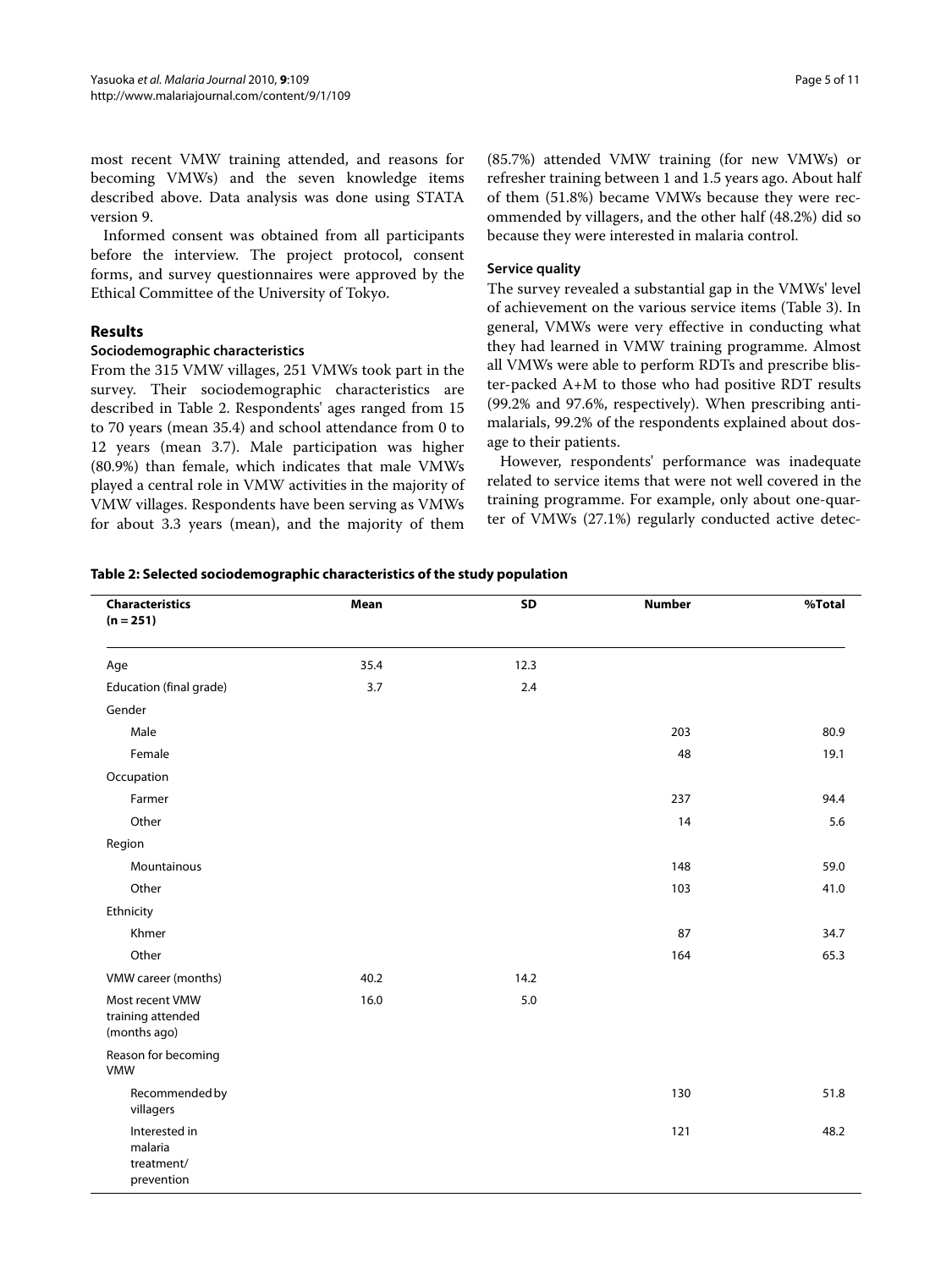most recent VMW training attended, and reasons for becoming VMWs) and the seven knowledge items described above. Data analysis was done using STATA version 9.

Informed consent was obtained from all participants before the interview. The project protocol, consent forms, and survey questionnaires were approved by the Ethical Committee of the University of Tokyo.

## Results

### Sociodemographic characteristics

From the 315 VMW villages, 251 VMWs took part in the survey. Their sociodemographic characteristics are described in Table 2. Respondents' ages ranged from 15 to 70 years (mean 35.4) and school attendance from 0 to 12 years (mean 3.7). Male participation was higher (80.9%) than female, which indicates that male VMWs played a central role in VMW activities in the majority of VMW villages. Respondents have been serving as VMWs for about 3.3 years (mean), and the majority of them (85.7%) attended VMW training (for new VMWs) or refresher training between 1 and 1.5 years ago. About half of them (51.8%) became VMWs because they were recommended by villagers, and the other half (48.2%) did so because they were interested in malaria control.

### Service quality

The survey revealed a substantial gap in the VMWs' level of achievement on the various service items (Table 3). In general, VMWs were very effective in conducting what they had learned in VMW training programme. Almost all VMWs were able to perform RDTs and prescribe blister-packed A+M to those who had positive RDT results (99.2% and 97.6%, respectively). When prescribing antimalarials, 99.2% of the respondents explained about dosage to their patients.

However, respondents' performance was inadequate related to service items that were not well covered in the training programme. For example, only about one-quarter of VMWs (27.1%) regularly conducted active detec-

**Table 2: Selected sociodemographic characteristics of the study population**

| Characteristics (n = 251) | Mean | SD | Number | %Total |
|---|---|---|---|---|
| Age | 35.4 | 12.3 | | |
| Education (final grade) | 3.7 | 2.4 | | |
| Gender | | | | |
| Male | | | 203 | 80.9 |
| Female | | | 48 | 19.1 |
| Occupation | | | | |
| Farmer | | | 237 | 94.4 |
| Other | | | 14 | 5.6 |
| Region | | | | |
| Mountainous | | | 148 | 59.0 |
| Other | | | 103 | 41.0 |
| Ethnicity | | | | |
| Khmer | | | 87 | 34.7 |
| Other | | | 164 | 65.3 |
| VMW career (months) | 40.2 | 14.2 | | |
| Most recent VMW training attended (months ago) | 16.0 | 5.0 | | |
| Reason for becoming VMW | | | | |
| Recommended by villagers | | | 130 | 51.8 |
| Interested in malaria treatment/ prevention | | | 121 | 48.2 |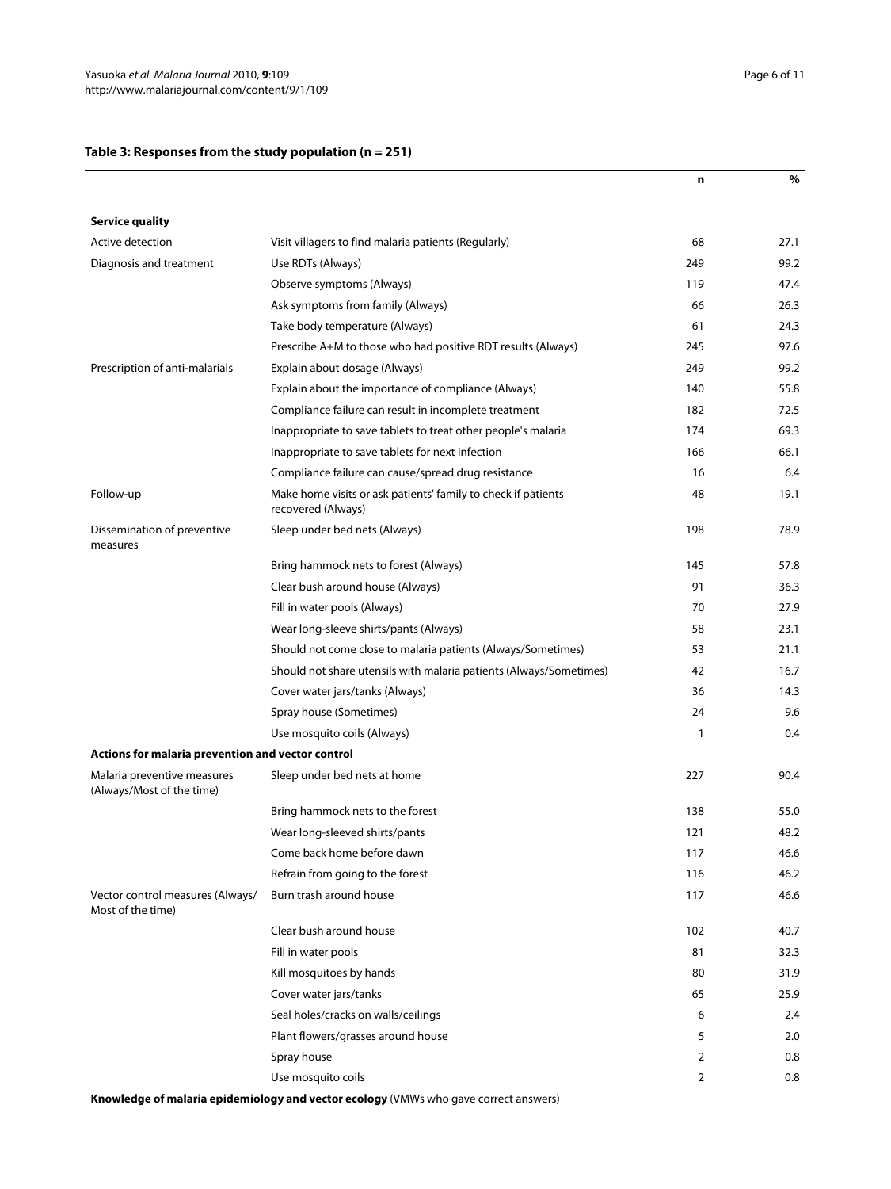**Table 3: Responses from the study population (n = 251)**

| | | n | % |
|---|---|---|---|
| **Service quality** | | | |
| Active detection | Visit villagers to find malaria patients (Regularly) | 68 | 27.1 |
| Diagnosis and treatment | Use RDTs (Always) | 249 | 99.2 |
| | Observe symptoms (Always) | 119 | 47.4 |
| | Ask symptoms from family (Always) | 66 | 26.3 |
| | Take body temperature (Always) | 61 | 24.3 |
| | Prescribe A+M to those who had positive RDT results (Always) | 245 | 97.6 |
| Prescription of anti-malarials | Explain about dosage (Always) | 249 | 99.2 |
| | Explain about the importance of compliance (Always) | 140 | 55.8 |
| | Compliance failure can result in incomplete treatment | 182 | 72.5 |
| | Inappropriate to save tablets to treat other people's malaria | 174 | 69.3 |
| | Inappropriate to save tablets for next infection | 166 | 66.1 |
| | Compliance failure can cause/spread drug resistance | 16 | 6.4 |
| Follow-up | Make home visits or ask patients' family to check if patients recovered (Always) | 48 | 19.1 |
| Dissemination of preventive measures | Sleep under bed nets (Always) | 198 | 78.9 |
| | Bring hammock nets to forest (Always) | 145 | 57.8 |
| | Clear bush around house (Always) | 91 | 36.3 |
| | Fill in water pools (Always) | 70 | 27.9 |
| | Wear long-sleeve shirts/pants (Always) | 58 | 23.1 |
| | Should not come close to malaria patients (Always/Sometimes) | 53 | 21.1 |
| | Should not share utensils with malaria patients (Always/Sometimes) | 42 | 16.7 |
| | Cover water jars/tanks (Always) | 36 | 14.3 |
| | Spray house (Sometimes) | 24 | 9.6 |
| | Use mosquito coils (Always) | 1 | 0.4 |
| **Actions for malaria prevention and vector control** | | | |
| Malaria preventive measures (Always/Most of the time) | Sleep under bed nets at home | 227 | 90.4 |
| | Bring hammock nets to the forest | 138 | 55.0 |
| | Wear long-sleeved shirts/pants | 121 | 48.2 |
| | Come back home before dawn | 117 | 46.6 |
| | Refrain from going to the forest | 116 | 46.2 |
| Vector control measures (Always/ Most of the time) | Burn trash around house | 117 | 46.6 |
| | Clear bush around house | 102 | 40.7 |
| | Fill in water pools | 81 | 32.3 |
| | Kill mosquitoes by hands | 80 | 31.9 |
| | Cover water jars/tanks | 65 | 25.9 |
| | Seal holes/cracks on walls/ceilings | 6 | 2.4 |
| | Plant flowers/grasses around house | 5 | 2.0 |
| | Spray house | 2 | 0.8 |
| | Use mosquito coils | 2 | 0.8 |
| **Knowledge of malaria epidemiology and vector ecology** (VMWs who gave correct answers) | | | |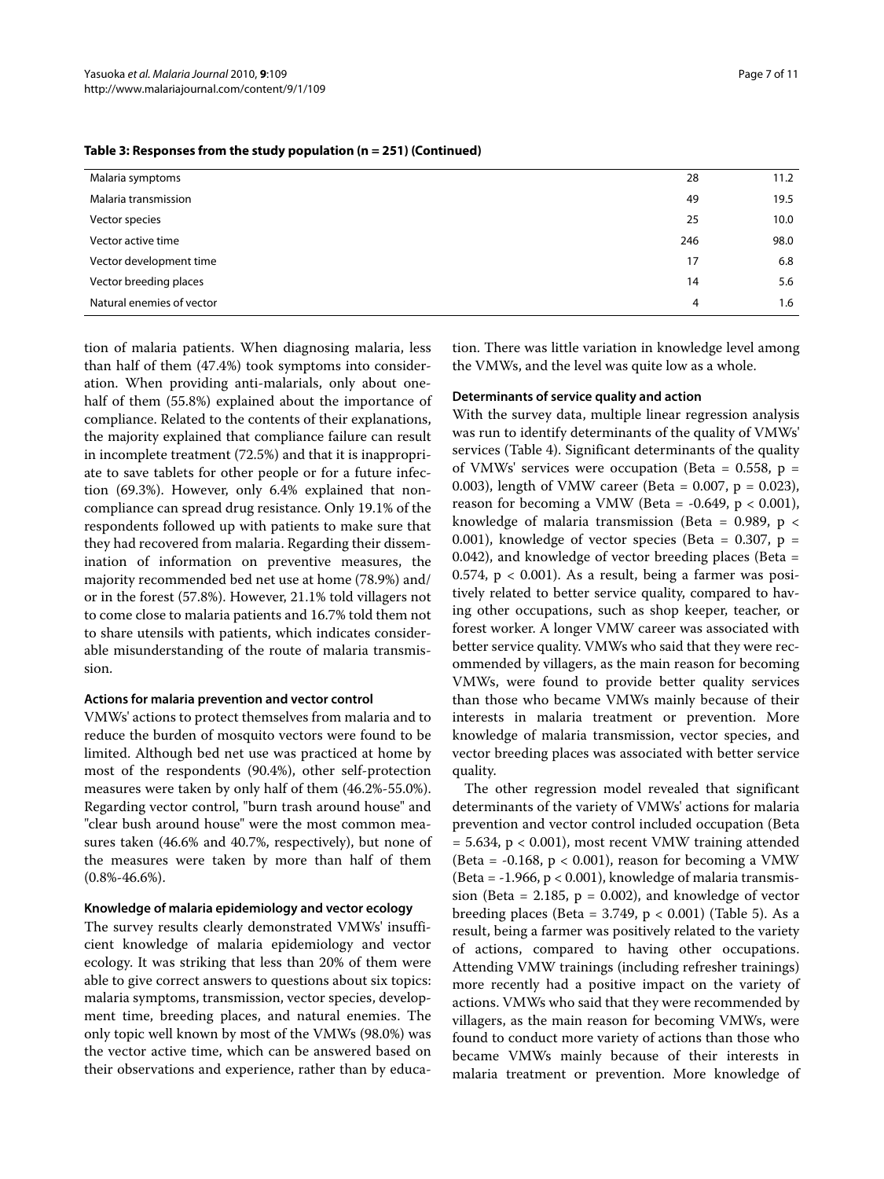**Table 3: Responses from the study population (n = 251) (Continued)**

| | | |
|---|---|---|
| Malaria symptoms | 28 | 11.2 |
| Malaria transmission | 49 | 19.5 |
| Vector species | 25 | 10.0 |
| Vector active time | 246 | 98.0 |
| Vector development time | 17 | 6.8 |
| Vector breeding places | 14 | 5.6 |
| Natural enemies of vector | 4 | 1.6 |

tion of malaria patients. When diagnosing malaria, less than half of them (47.4%) took symptoms into consideration. When providing anti-malarials, only about one-half of them (55.8%) explained about the importance of compliance. Related to the contents of their explanations, the majority explained that compliance failure can result in incomplete treatment (72.5%) and that it is inappropriate to save tablets for other people or for a future infection (69.3%). However, only 6.4% explained that non-compliance can spread drug resistance. Only 19.1% of the respondents followed up with patients to make sure that they had recovered from malaria. Regarding their dissemination of information on preventive measures, the majority recommended bed net use at home (78.9%) and/or in the forest (57.8%). However, 21.1% told villagers not to come close to malaria patients and 16.7% told them not to share utensils with patients, which indicates considerable misunderstanding of the route of malaria transmission.

#### Actions for malaria prevention and vector control

VMWs' actions to protect themselves from malaria and to reduce the burden of mosquito vectors were found to be limited. Although bed net use was practiced at home by most of the respondents (90.4%), other self-protection measures were taken by only half of them (46.2%-55.0%). Regarding vector control, "burn trash around house" and "clear bush around house" were the most common measures taken (46.6% and 40.7%, respectively), but none of the measures were taken by more than half of them (0.8%-46.6%).

#### Knowledge of malaria epidemiology and vector ecology

The survey results clearly demonstrated VMWs' insufficient knowledge of malaria epidemiology and vector ecology. It was striking that less than 20% of them were able to give correct answers to questions about six topics: malaria symptoms, transmission, vector species, development time, breeding places, and natural enemies. The only topic well known by most of the VMWs (98.0%) was the vector active time, which can be answered based on their observations and experience, rather than by education. There was little variation in knowledge level among the VMWs, and the level was quite low as a whole.

#### Determinants of service quality and action

With the survey data, multiple linear regression analysis was run to identify determinants of the quality of VMWs' services (Table 4). Significant determinants of the quality of VMWs' services were occupation (Beta = 0.558, $p = 0.003$), length of VMW career (Beta = 0.007, $p = 0.023$), reason for becoming a VMW (Beta = -0.649, $p < 0.001$), knowledge of malaria transmission (Beta = 0.989, $p < 0.001$), knowledge of vector species (Beta = 0.307, $p = 0.042$), and knowledge of vector breeding places (Beta = 0.574, $p < 0.001$). As a result, being a farmer was positively related to better service quality, compared to having other occupations, such as shop keeper, teacher, or forest worker. A longer VMW career was associated with better service quality. VMWs who said that they were recommended by villagers, as the main reason for becoming VMWs, were found to provide better quality services than those who became VMWs mainly because of their interests in malaria treatment or prevention. More knowledge of malaria transmission, vector species, and vector breeding places was associated with better service quality.

The other regression model revealed that significant determinants of the variety of VMWs' actions for malaria prevention and vector control included occupation (Beta = 5.634, $p < 0.001$), most recent VMW training attended (Beta = -0.168, $p < 0.001$), reason for becoming a VMW (Beta = -1.966, $p < 0.001$), knowledge of malaria transmission (Beta = 2.185, $p = 0.002$), and knowledge of vector breeding places (Beta = 3.749, $p < 0.001$) (Table 5). As a result, being a farmer was positively related to the variety of actions, compared to having other occupations. Attending VMW trainings (including refresher trainings) more recently had a positive impact on the variety of actions. VMWs who said that they were recommended by villagers, as the main reason for becoming VMWs, were found to conduct more variety of actions than those who became VMWs mainly because of their interests in malaria treatment or prevention. More knowledge of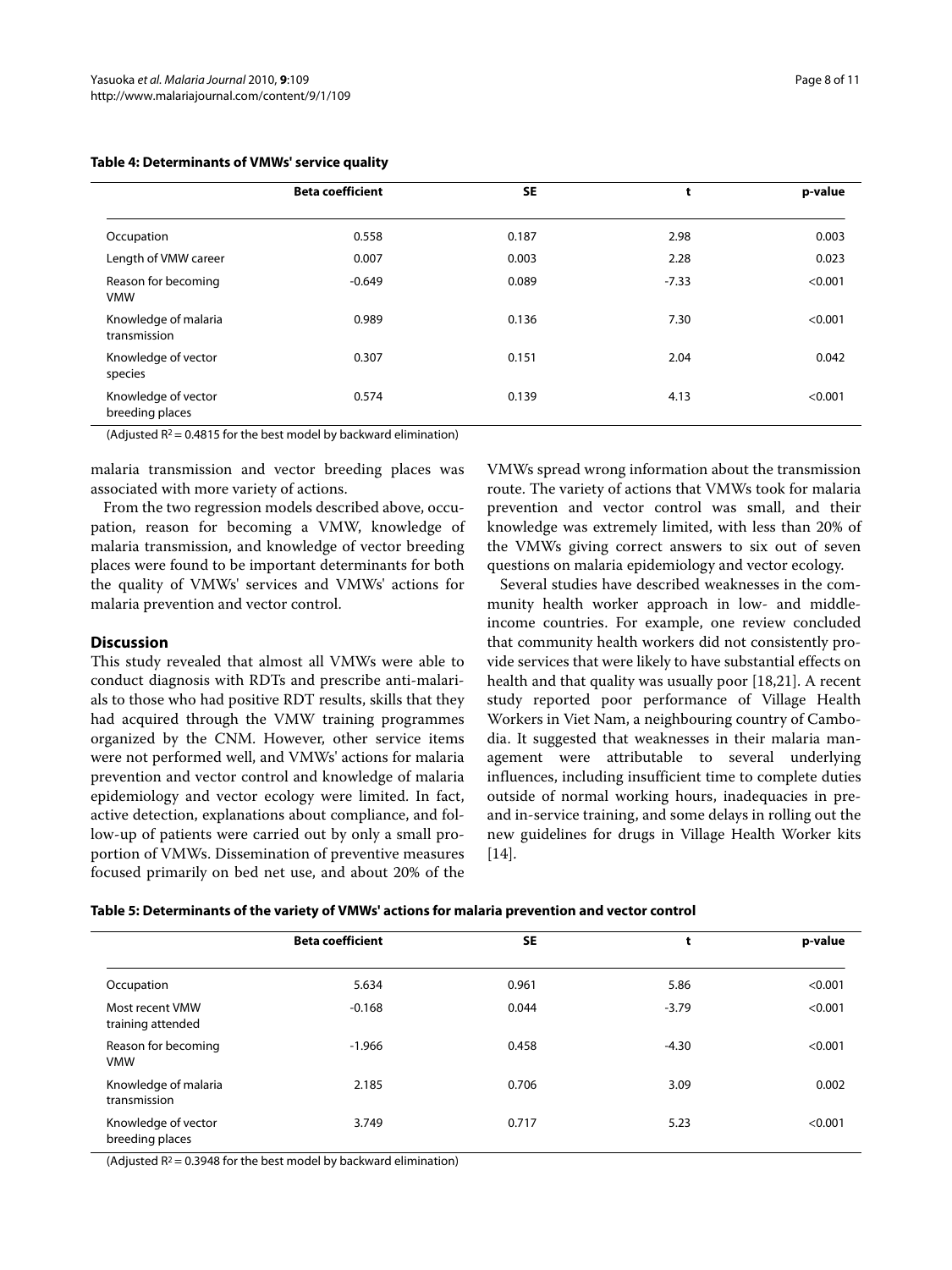**Table 4: Determinants of VMWs' service quality**

| | Beta coefficient | SE | t | p-value |
|---|---|---|---|---|
| Occupation | 0.558 | 0.187 | 2.98 | 0.003 |
| Length of VMW career | 0.007 | 0.003 | 2.28 | 0.023 |
| Reason for becoming VMW | -0.649 | 0.089 | -7.33 | <0.001 |
| Knowledge of malaria transmission | 0.989 | 0.136 | 7.30 | <0.001 |
| Knowledge of vector species | 0.307 | 0.151 | 2.04 | 0.042 |
| Knowledge of vector breeding places | 0.574 | 0.139 | 4.13 | <0.001 |

(Adjusted $R^2 = 0.4815$ for the best model by backward elimination)

malaria transmission and vector breeding places was associated with more variety of actions.

From the two regression models described above, occupation, reason for becoming a VMW, knowledge of malaria transmission, and knowledge of vector breeding places were found to be important determinants for both the quality of VMWs' services and VMWs' actions for malaria prevention and vector control.

## Discussion

This study revealed that almost all VMWs were able to conduct diagnosis with RDTs and prescribe anti-malarials to those who had positive RDT results, skills that they had acquired through the VMW training programmes organized by the CNM. However, other service items were not performed well, and VMWs' actions for malaria prevention and vector control and knowledge of malaria epidemiology and vector ecology were limited. In fact, active detection, explanations about compliance, and follow-up of patients were carried out by only a small proportion of VMWs. Dissemination of preventive measures focused primarily on bed net use, and about 20% of the VMWs spread wrong information about the transmission route. The variety of actions that VMWs took for malaria prevention and vector control was small, and their knowledge was extremely limited, with less than 20% of the VMWs giving correct answers to six out of seven questions on malaria epidemiology and vector ecology.

Several studies have described weaknesses in the community health worker approach in low- and middle-income countries. For example, one review concluded that community health workers did not consistently provide services that were likely to have substantial effects on health and that quality was usually poor [18,21]. A recent study reported poor performance of Village Health Workers in Viet Nam, a neighbouring country of Cambodia. It suggested that weaknesses in their malaria management were attributable to several underlying influences, including insufficient time to complete duties outside of normal working hours, inadequacies in pre- and in-service training, and some delays in rolling out the new guidelines for drugs in Village Health Worker kits [14].

**Table 5: Determinants of the variety of VMWs' actions for malaria prevention and vector control**

| | Beta coefficient | SE | t | p-value |
|---|---|---|---|---|
| Occupation | 5.634 | 0.961 | 5.86 | <0.001 |
| Most recent VMW training attended | -0.168 | 0.044 | -3.79 | <0.001 |
| Reason for becoming VMW | -1.966 | 0.458 | -4.30 | <0.001 |
| Knowledge of malaria transmission | 2.185 | 0.706 | 3.09 | 0.002 |
| Knowledge of vector breeding places | 3.749 | 0.717 | 5.23 | <0.001 |

(Adjusted $R^2 = 0.3948$ for the best model by backward elimination)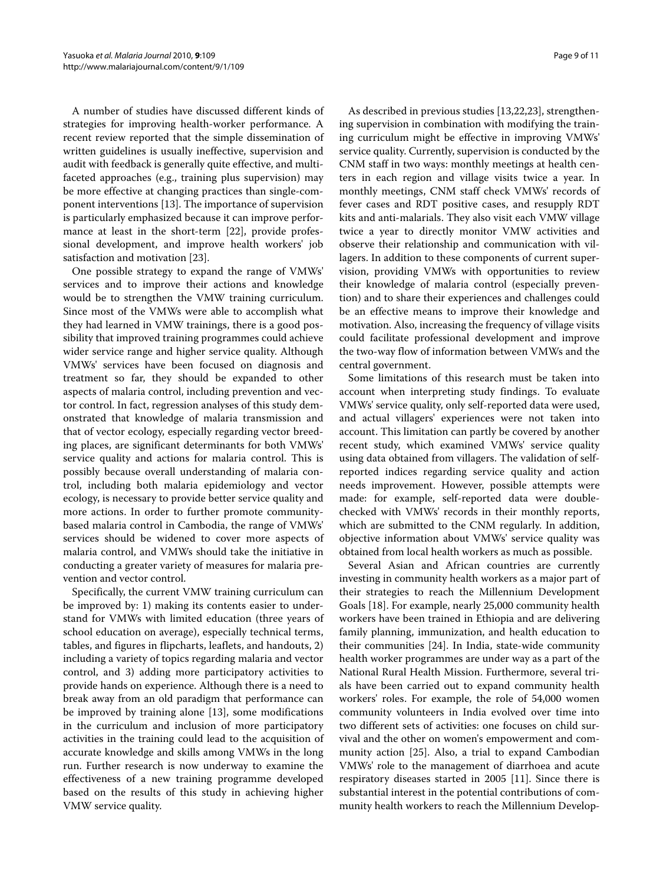A number of studies have discussed different kinds of strategies for improving health-worker performance. A recent review reported that the simple dissemination of written guidelines is usually ineffective, supervision and audit with feedback is generally quite effective, and multifaceted approaches (e.g., training plus supervision) may be more effective at changing practices than single-component interventions [13]. The importance of supervision is particularly emphasized because it can improve performance at least in the short-term [22], provide professional development, and improve health workers' job satisfaction and motivation [23].

One possible strategy to expand the range of VMWs' services and to improve their actions and knowledge would be to strengthen the VMW training curriculum. Since most of the VMWs were able to accomplish what they had learned in VMW trainings, there is a good possibility that improved training programmes could achieve wider service range and higher service quality. Although VMWs' services have been focused on diagnosis and treatment so far, they should be expanded to other aspects of malaria control, including prevention and vector control. In fact, regression analyses of this study demonstrated that knowledge of malaria transmission and that of vector ecology, especially regarding vector breeding places, are significant determinants for both VMWs' service quality and actions for malaria control. This is possibly because overall understanding of malaria control, including both malaria epidemiology and vector ecology, is necessary to provide better service quality and more actions. In order to further promote community-based malaria control in Cambodia, the range of VMWs' services should be widened to cover more aspects of malaria control, and VMWs should take the initiative in conducting a greater variety of measures for malaria prevention and vector control.

Specifically, the current VMW training curriculum can be improved by: 1) making its contents easier to understand for VMWs with limited education (three years of school education on average), especially technical terms, tables, and figures in flipcharts, leaflets, and handouts, 2) including a variety of topics regarding malaria and vector control, and 3) adding more participatory activities to provide hands on experience. Although there is a need to break away from an old paradigm that performance can be improved by training alone [13], some modifications in the curriculum and inclusion of more participatory activities in the training could lead to the acquisition of accurate knowledge and skills among VMWs in the long run. Further research is now underway to examine the effectiveness of a new training programme developed based on the results of this study in achieving higher VMW service quality.

As described in previous studies [13,22,23], strengthening supervision in combination with modifying the training curriculum might be effective in improving VMWs' service quality. Currently, supervision is conducted by the CNM staff in two ways: monthly meetings at health centers in each region and village visits twice a year. In monthly meetings, CNM staff check VMWs' records of fever cases and RDT positive cases, and resupply RDT kits and anti-malarials. They also visit each VMW village twice a year to directly monitor VMW activities and observe their relationship and communication with villagers. In addition to these components of current supervision, providing VMWs with opportunities to review their knowledge of malaria control (especially prevention) and to share their experiences and challenges could be an effective means to improve their knowledge and motivation. Also, increasing the frequency of village visits could facilitate professional development and improve the two-way flow of information between VMWs and the central government.

Some limitations of this research must be taken into account when interpreting study findings. To evaluate VMWs' service quality, only self-reported data were used, and actual villagers' experiences were not taken into account. This limitation can partly be covered by another recent study, which examined VMWs' service quality using data obtained from villagers. The validation of self-reported indices regarding service quality and action needs improvement. However, possible attempts were made: for example, self-reported data were double-checked with VMWs' records in their monthly reports, which are submitted to the CNM regularly. In addition, objective information about VMWs' service quality was obtained from local health workers as much as possible.

Several Asian and African countries are currently investing in community health workers as a major part of their strategies to reach the Millennium Development Goals [18]. For example, nearly 25,000 community health workers have been trained in Ethiopia and are delivering family planning, immunization, and health education to their communities [24]. In India, state-wide community health worker programmes are under way as a part of the National Rural Health Mission. Furthermore, several trials have been carried out to expand community health workers' roles. For example, the role of 54,000 women community volunteers in India evolved over time into two different sets of activities: one focuses on child survival and the other on women's empowerment and community action [25]. Also, a trial to expand Cambodian VMWs' role to the management of diarrhoea and acute respiratory diseases started in 2005 [11]. Since there is substantial interest in the potential contributions of community health workers to reach the Millennium Develop-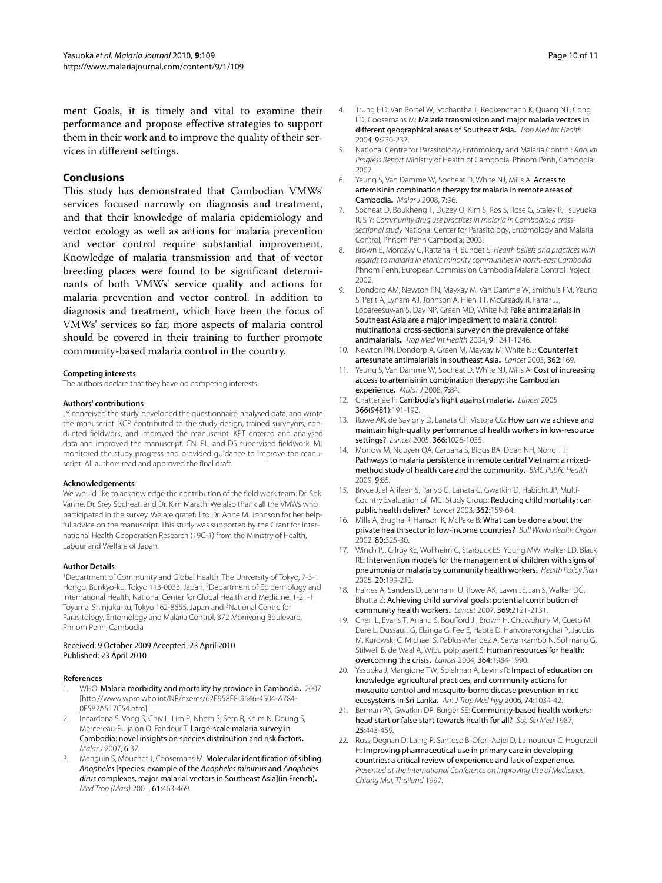ment Goals, it is timely and vital to examine their performance and propose effective strategies to support them in their work and to improve the quality of their services in different settings.

## Conclusions

This study has demonstrated that Cambodian VMWs' services focused narrowly on diagnosis and treatment, and that their knowledge of malaria epidemiology and vector ecology as well as actions for malaria prevention and vector control require substantial improvement. Knowledge of malaria transmission and that of vector breeding places were found to be significant determinants of both VMWs' service quality and actions for malaria prevention and vector control. In addition to diagnosis and treatment, which have been the focus of VMWs' services so far, more aspects of malaria control should be covered in their training to further promote community-based malaria control in the country.

#### Competing interests

The authors declare that they have no competing interests.

#### Authors' contributions

JY conceived the study, developed the questionnaire, analysed data, and wrote the manuscript. KCP contributed to the study design, trained surveyors, conducted fieldwork, and improved the manuscript. KPT entered and analysed data and improved the manuscript. CN, PL, and DS supervised fieldwork. MJ monitored the study progress and provided guidance to improve the manuscript. All authors read and approved the final draft.

#### Acknowledgements

We would like to acknowledge the contribution of the field work team: Dr. Sok Vanne, Dr. Srey Socheat, and Dr. Kim Marath. We also thank all the VMWs who participated in the survey. We are grateful to Dr. Anne M. Johnson for her helpful advice on the manuscript. This study was supported by the Grant for International Health Cooperation Research (19C-1) from the Ministry of Health, Labour and Welfare of Japan.

#### Author Details

[1]Department of Community and Global Health, The University of Tokyo, 7-3-1 Hongo, Bunkyo-ku, Tokyo 113-0033, Japan, [2]Department of Epidemiology and International Health, National Center for Global Health and Medicine, 1-21-1 Toyama, Shinjuku-ku, Tokyo 162-8655, Japan and [3]National Centre for Parasitology, Entomology and Malaria Control, 372 Monivong Boulevard, Phnom Penh, Cambodia

Received: 9 October 2009 Accepted: 23 April 2010
Published: 23 April 2010

#### References

1. WHO: **Malaria morbidity and mortality by province in Cambodia.** 2007 [http://www.wpro.who.int/NR/exeres/62E958F8-9646-4504-A784-0F582A517C54.htm].
2. Incardona S, Vong S, Chiv L, Lim P, Nhem S, Sem R, Khim N, Doung S, Mercereau-Puijalon O, Fandeur T: **Large-scale malaria survey in Cambodia: novel insights on species distribution and risk factors.** *Malar J* 2007, **6**:37.
3. Manguin S, Mouchet J, Coosemans M: **Molecular identification of sibling *Anopheles* [species: example of the *Anopheles minimus* and *Anopheles dirus* complexes, major malarial vectors in Southeast Asia](in French).** *Med Trop (Mars)* 2001, **61**:463-469.
4. Trung HD, Van Bortel W, Sochantha T, Keokenchanh K, Quang NT, Cong LD, Coosemans M: **Malaria transmission and major malaria vectors in different geographical areas of Southeast Asia.** *Trop Med Int Health* 2004, **9**:230-237.
5. National Centre for Parasitology, Entomology and Malaria Control: *Annual Progress Report* Ministry of Health of Cambodia, Phnom Penh, Cambodia; 2007.
6. Yeung S, Van Damme W, Socheat D, White NJ, Mills A: **Access to artemisinin combination therapy for malaria in remote areas of Cambodia.** *Malar J* 2008, **7**:96.
7. Socheat D, Boukheng T, Duzey O, Kim S, Ros S, Rose G, Staley R, Tsuyuoka R, S Y: *Community drug use practices in malaria in Cambodia: a cross-sectional study* National Center for Parasitology, Entomology and Malaria Control, Phnom Penh Cambodia; 2003.
8. Brown E, Montavy C, Rattana H, Bundet S: *Health beliefs and practices with regards to malaria in ethnic minority communities in north-east Cambodia* Phnom Penh, European Commission Cambodia Malaria Control Project; 2002.
9. Dondorp AM, Newton PN, Mayxay M, Van Damme W, Smithuis FM, Yeung S, Petit A, Lynam AJ, Johnson A, Hien TT, McGready R, Farrar JJ, Looareesuwan S, Day NP, Green MD, White NJ: **Fake antimalarials in Southeast Asia are a major impediment to malaria control: multinational cross-sectional survey on the prevalence of fake antimalarials.** *Trop Med Int Health* 2004, **9**:1241-1246.
10. Newton PN, Dondorp A, Green M, Mayxay M, White NJ: **Counterfeit artesunate antimalarials in southeast Asia.** *Lancet* 2003, **362**:169.
11. Yeung S, Van Damme W, Socheat D, White NJ, Mills A: **Cost of increasing access to artemisinin combination therapy: the Cambodian experience.** *Malar J* 2008, **7**:84.
12. Chatterjee P: **Cambodia's fight against malaria.** *Lancet* 2005, **366(9481)**:191-192.
13. Rowe AK, de Savigny D, Lanata CF, Victora CG: **How can we achieve and maintain high-quality performance of health workers in low-resource settings?** *Lancet* 2005, **366**:1026-1035.
14. Morrow M, Nguyen QA, Caruana S, Biggs BA, Doan NH, Nong TT: **Pathways to malaria persistence in remote central Vietnam: a mixed-method study of health care and the community.** *BMC Public Health* 2009, **9**:85.
15. Bryce J, el Arifeen S, Pariyo G, Lanata C, Gwatkin D, Habicht JP, Multi-Country Evaluation of IMCI Study Group: **Reducing child mortality: can public health deliver?** *Lancet* 2003, **362**:159-64.
16. Mills A, Brugha R, Hanson K, McPake B: **What can be done about the private health sector in low-income countries?** *Bull World Health Organ* 2002, **80**:325-30.
17. Winch PJ, Gilroy KE, Wolfheim C, Starbuck ES, Young MW, Walker LD, Black RE: **Intervention models for the management of children with signs of pneumonia or malaria by community health workers.** *Health Policy Plan* 2005, **20**:199-212.
18. Haines A, Sanders D, Lehmann U, Rowe AK, Lawn JE, Jan S, Walker DG, Bhutta Z: **Achieving child survival goals: potential contribution of community health workers.** *Lancet* 2007, **369**:2121-2131.
19. Chen L, Evans T, Anand S, Boufford JI, Brown H, Chowdhury M, Cueto M, Dare L, Dussault G, Elzinga G, Fee E, Habte D, Hanvoravongchai P, Jacobs M, Kurowski C, Michael S, Pablos-Mendez A, Sewankambo N, Solimano G, Stilwell B, de Waal A, Wibulpolprasert S: **Human resources for health: overcoming the crisis.** *Lancet* 2004, **364**:1984-1990.
20. Yasuoka J, Mangione TW, Spielman A, Levins R: **Impact of education on knowledge, agricultural practices, and community actions for mosquito control and mosquito-borne disease prevention in rice ecosystems in Sri Lanka.** *Am J Trop Med Hyg* 2006, **74**:1034-42.
21. Berman PA, Gwatkin DR, Burger SE: **Community-based health workers: head start or false start towards health for all?** *Soc Sci Med* 1987, **25**:443-459.
22. Ross-Degnan D, Laing R, Santoso B, Ofori-Adjei D, Lamoureux C, Hogerzeil H: **Improving pharmaceutical use in primary care in developing countries: a critical review of experience and lack of experience.** *Presented at the International Conference on Improving Use of Medicines, Chiang Mai, Thailand* 1997.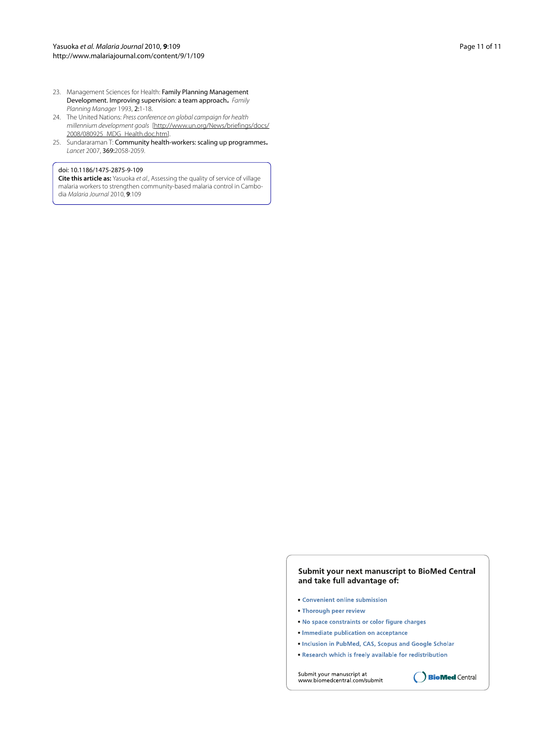23. Management Sciences for Health: **Family Planning Management Development. Improving supervision: a team approach.** *Family Planning Manager* 1993, **2**:1-18.
24. The United Nations: *Press conference on global campaign for health millennium development goals* [http://www.un.org/News/briefings/docs/2008/080925_MDG_Health.doc.htm].
25. Sundararaman T: **Community health-workers: scaling up programmes.** *Lancet* 2007, **369:**2058-2059.

doi: 10.1186/1475-2875-9-109
**Cite this article as:** Yasuoka *et al.*, Assessing the quality of service of village malaria workers to strengthen community-based malaria control in Cambodia *Malaria Journal* 2010, **9**:109

**Submit your next manuscript to BioMed Central and take full advantage of:**

- **Convenient online submission**
- **Thorough peer review**
- **No space constraints or color figure charges**
- **Immediate publication on acceptance**
- **Inclusion in PubMed, CAS, Scopus and Google Scholar**
- **Research which is freely available for redistribution**

Submit your manuscript at
www.biomedcentral.com/submit

BioMed Central